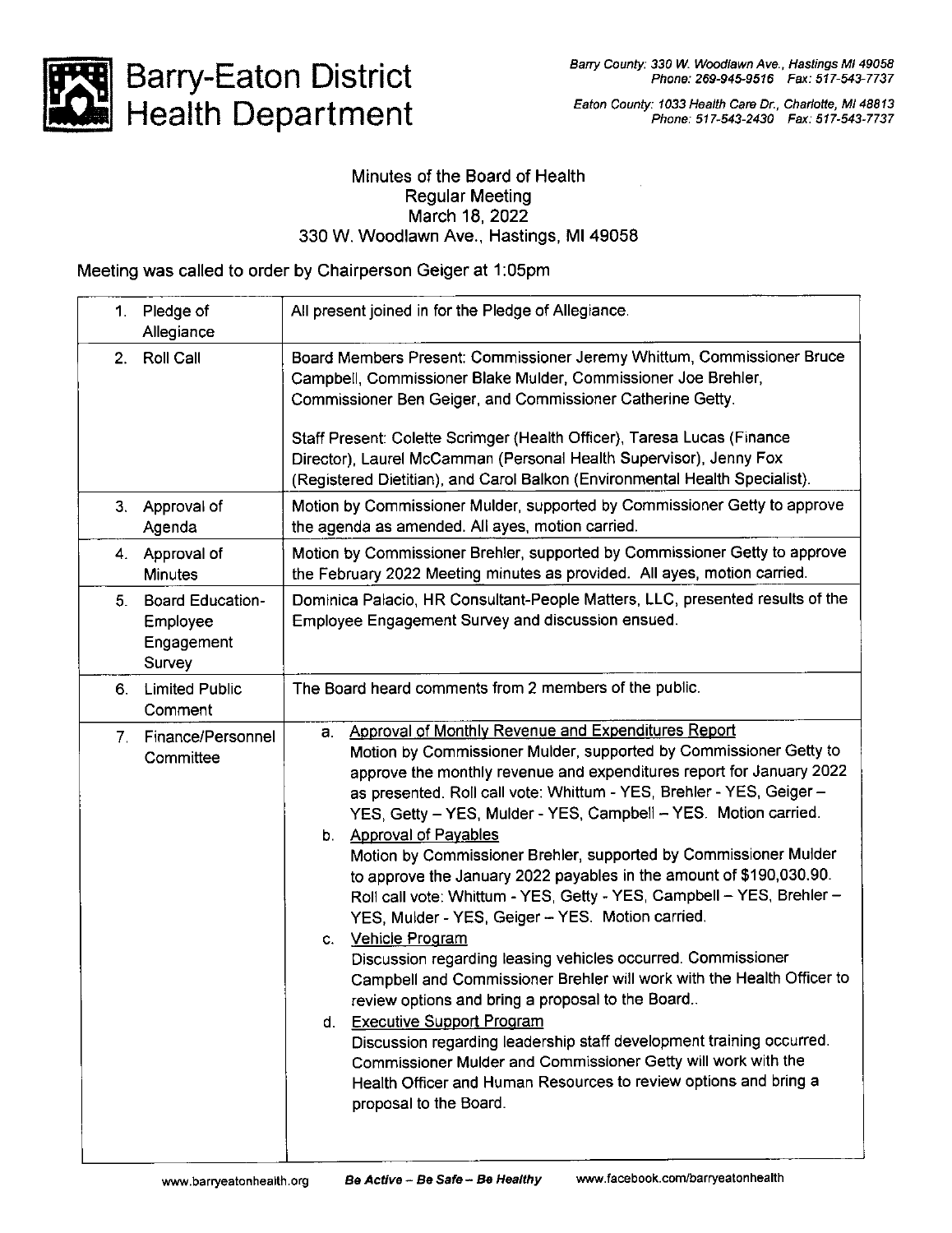# Barry-Eaton District Health Department

Barry County: 330 W. Woodlawn Ave., Hastings MI 49058
Phone: 269-945-9516 Fax: 517-543-7737

Eaton County: 1033 Health Care Dr., Charlotte, MI 48813
Phone: 517-543-2430 Fax: 517-543-7737

## Minutes of the Board of Health
### Regular Meeting
### March 18, 2022
### 330 W. Woodlawn Ave., Hastings, MI 49058

Meeting was called to order by Chairperson Geiger at 1:05pm

| | |
|---|---|
| 1. Pledge of Allegiance | All present joined in for the Pledge of Allegiance. |
| 2. Roll Call | Board Members Present: Commissioner Jeremy Whittum, Commissioner Bruce Campbell, Commissioner Blake Mulder, Commissioner Joe Brehler, Commissioner Ben Geiger, and Commissioner Catherine Getty.<br><br>Staff Present: Colette Scrimger (Health Officer), Taresa Lucas (Finance Director), Laurel McCamman (Personal Health Supervisor), Jenny Fox (Registered Dietitian), and Carol Balkon (Environmental Health Specialist). |
| 3. Approval of Agenda | Motion by Commissioner Mulder, supported by Commissioner Getty to approve the agenda as amended. All ayes, motion carried. |
| 4. Approval of Minutes | Motion by Commissioner Brehler, supported by Commissioner Getty to approve the February 2022 Meeting minutes as provided. All ayes, motion carried. |
| 5. Board Education-Employee Engagement Survey | Dominica Palacio, HR Consultant-People Matters, LLC, presented results of the Employee Engagement Survey and discussion ensued. |
| 6. Limited Public Comment | The Board heard comments from 2 members of the public. |
| 7. Finance/Personnel Committee | a. <u>Approval of Monthly Revenue and Expenditures Report</u><br>Motion by Commissioner Mulder, supported by Commissioner Getty to approve the monthly revenue and expenditures report for January 2022 as presented. Roll call vote: Whittum - YES, Brehler - YES, Geiger – YES, Getty – YES, Mulder - YES, Campbell – YES. Motion carried.<br>b. <u>Approval of Payables</u><br>Motion by Commissioner Brehler, supported by Commissioner Mulder to approve the January 2022 payables in the amount of $190,030.90. Roll call vote: Whittum - YES, Getty - YES, Campbell – YES, Brehler – YES, Mulder - YES, Geiger – YES. Motion carried.<br>c. <u>Vehicle Program</u><br>Discussion regarding leasing vehicles occurred. Commissioner Campbell and Commissioner Brehler will work with the Health Officer to review options and bring a proposal to the Board..<br>d. <u>Executive Support Program</u><br>Discussion regarding leadership staff development training occurred. Commissioner Mulder and Commissioner Getty will work with the Health Officer and Human Resources to review options and bring a proposal to the Board. |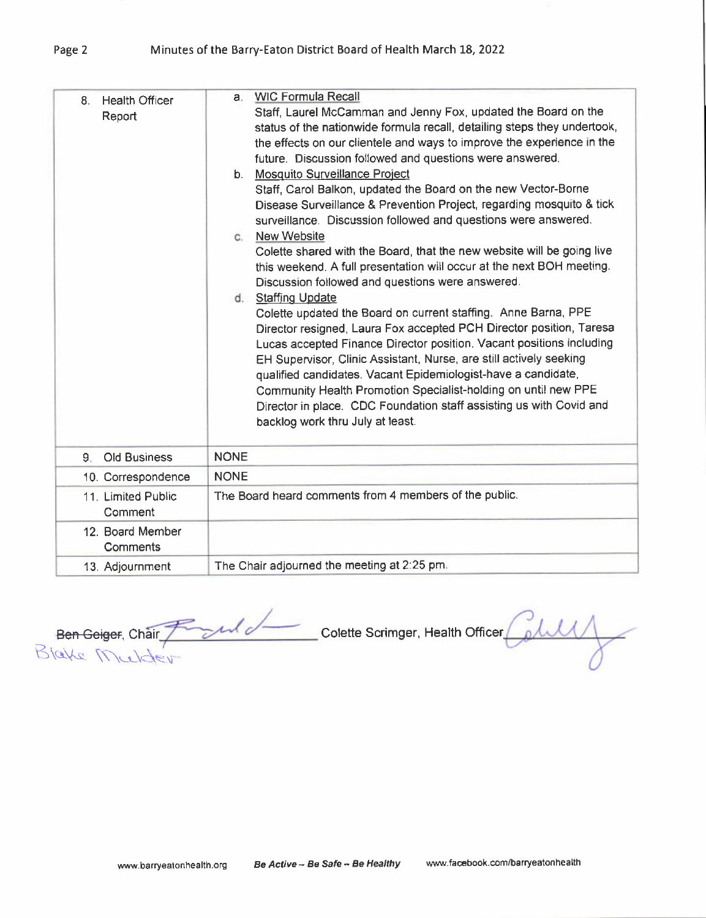| | |
|---|---|
| 8. Health Officer Report | a. <u>WIC Formula Recall</u><br>Staff, Laurel McCamman and Jenny Fox, updated the Board on the status of the nationwide formula recall, detailing steps they undertook, the effects on our clientele and ways to improve the experience in the future. Discussion followed and questions were answered.<br>b. <u>Mosquito Surveillance Project</u><br>Staff, Carol Balkon, updated the Board on the new Vector-Borne Disease Surveillance & Prevention Project, regarding mosquito & tick surveillance. Discussion followed and questions were answered.<br>c. <u>New Website</u><br>Colette shared with the Board, that the new website will be going live this weekend. A full presentation will occur at the next BOH meeting. Discussion followed and questions were answered.<br>d. <u>Staffing Update</u><br>Colette updated the Board on current staffing. Anne Barna, PPE Director resigned, Laura Fox accepted PCH Director position, Taresa Lucas accepted Finance Director position. Vacant positions including EH Supervisor, Clinic Assistant, Nurse, are still actively seeking qualified candidates. Vacant Epidemiologist-have a candidate, Community Health Promotion Specialist-holding on until new PPE Director in place. CDC Foundation staff assisting us with Covid and backlog work thru July at least. |
| 9. Old Business | NONE |
| 10. Correspondence | NONE |
| 11. Limited Public Comment | The Board heard comments from 4 members of the public. |
| 12. Board Member Comments | |
| 13. Adjournment | The Chair adjourned the meeting at 2:25 pm. |

~~Ben Geiger~~, Chair ______________ Colette Scrimger, Health Officer ______________

Blake Mulder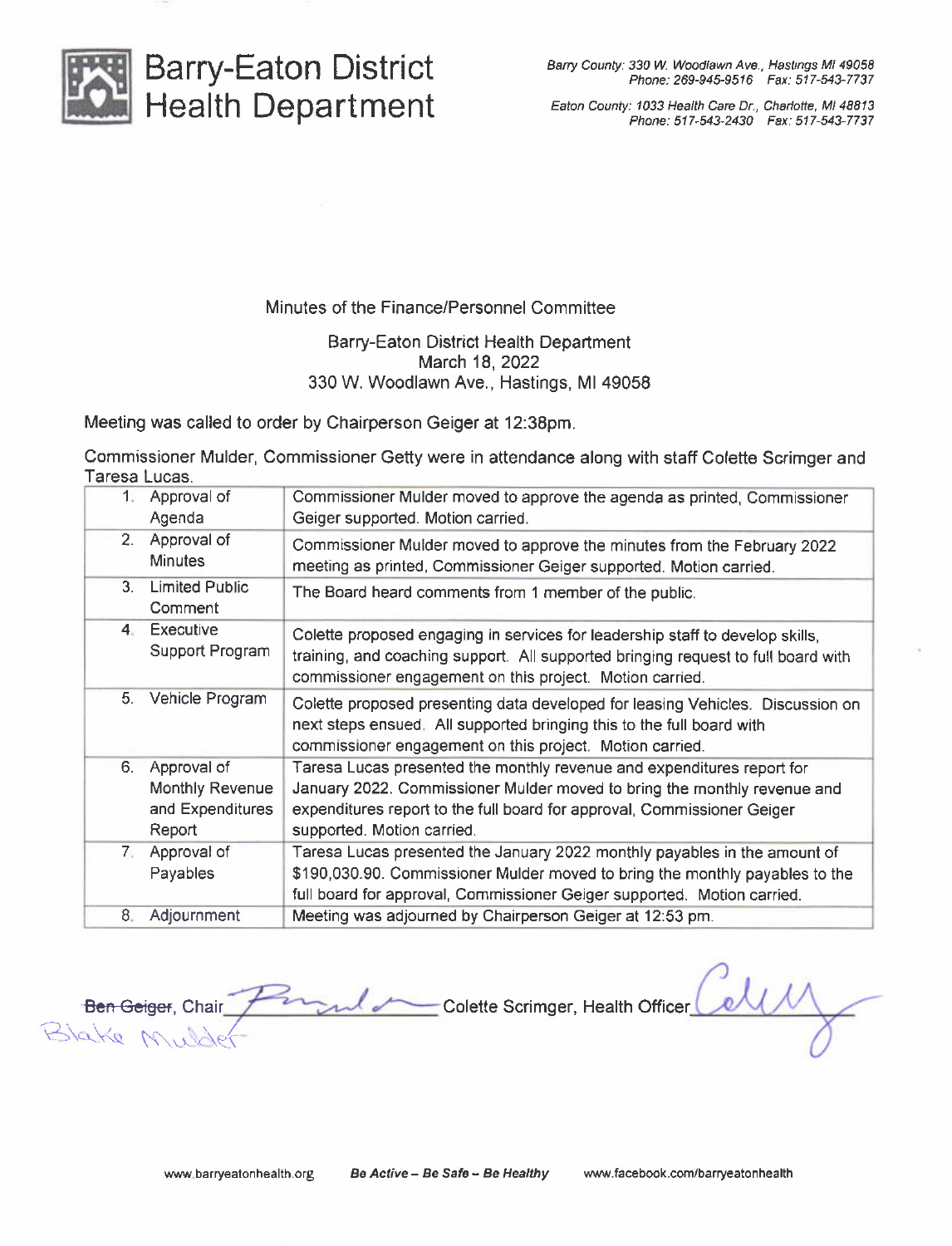# Barry-Eaton District Health Department

*Barry County: 330 W. Woodlawn Ave., Hastings MI 49058*
*Phone: 269-945-9516 Fax: 517-543-7737*

*Eaton County: 1033 Health Care Dr., Charlotte, MI 48813*
*Phone: 517-543-2430 Fax: 517-543-7737*

Minutes of the Finance/Personnel Committee

Barry-Eaton District Health Department
March 18, 2022
330 W. Woodlawn Ave., Hastings, MI 49058

Meeting was called to order by Chairperson Geiger at 12:38pm.

Commissioner Mulder, Commissioner Getty were in attendance along with staff Colette Scrimger and Taresa Lucas.

| | |
|---|---|
| 1. Approval of Agenda | Commissioner Mulder moved to approve the agenda as printed, Commissioner Geiger supported. Motion carried. |
| 2. Approval of Minutes | Commissioner Mulder moved to approve the minutes from the February 2022 meeting as printed, Commissioner Geiger supported. Motion carried. |
| 3. Limited Public Comment | The Board heard comments from 1 member of the public. |
| 4. Executive Support Program | Colette proposed engaging in services for leadership staff to develop skills, training, and coaching support. All supported bringing request to full board with commissioner engagement on this project. Motion carried. |
| 5. Vehicle Program | Colette proposed presenting data developed for leasing Vehicles. Discussion on next steps ensued. All supported bringing this to the full board with commissioner engagement on this project. Motion carried. |
| 6. Approval of Monthly Revenue and Expenditures Report | Taresa Lucas presented the monthly revenue and expenditures report for January 2022. Commissioner Mulder moved to bring the monthly revenue and expenditures report to the full board for approval, Commissioner Geiger supported. Motion carried. |
| 7. Approval of Payables | Taresa Lucas presented the January 2022 monthly payables in the amount of $190,030.90. Commissioner Mulder moved to bring the monthly payables to the full board for approval, Commissioner Geiger supported. Motion carried. |
| 8. Adjournment | Meeting was adjourned by Chairperson Geiger at 12:53 pm. |

~~Ben Geiger~~, Chair ______ Colette Scrimger, Health Officer ______
Blake Mulder

www.barryeatonhealth.org *Be Active – Be Safe – Be Healthy* www.facebook.com/barryeatonhealth